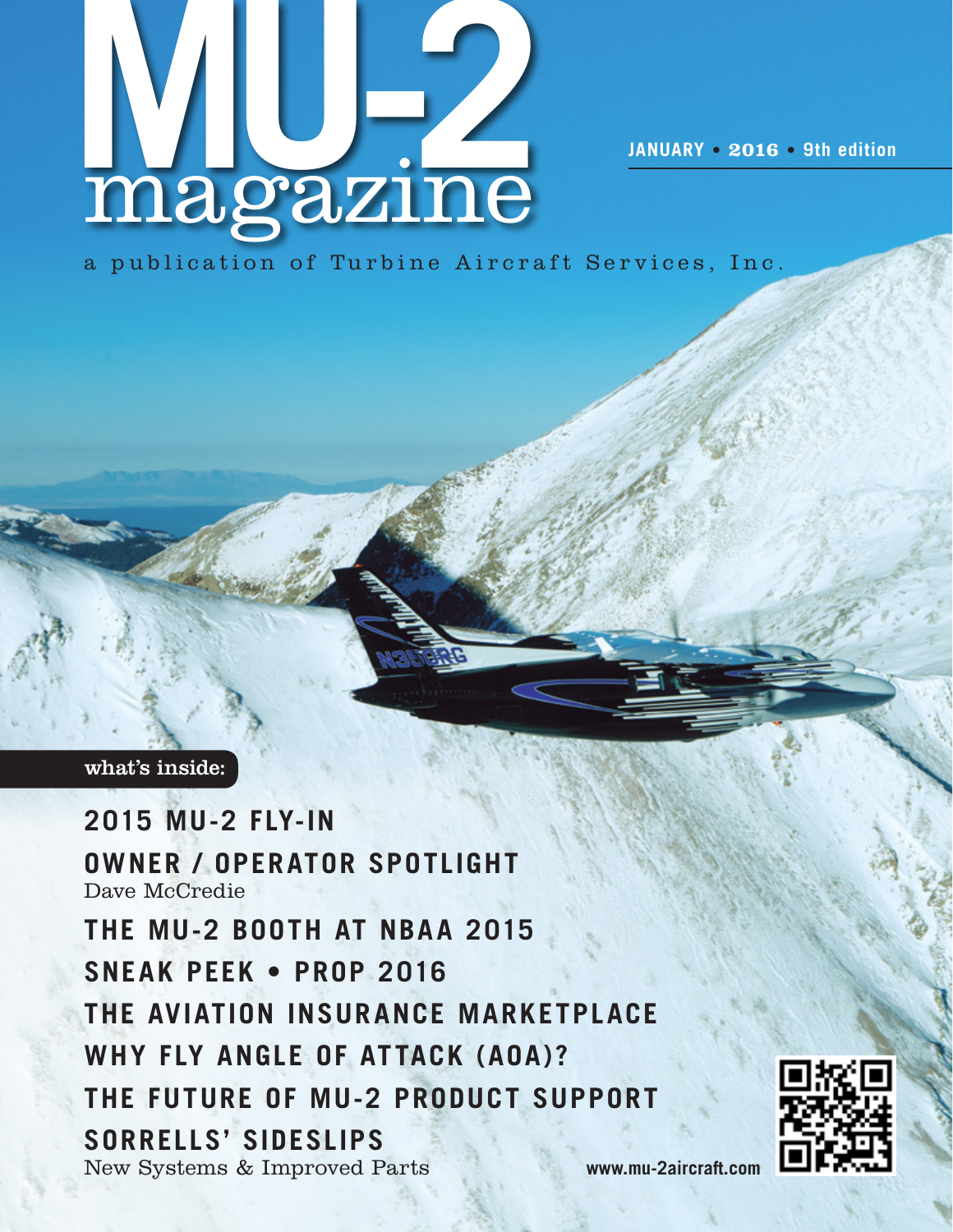# MU-2 magazine

JANUARY • 2016 • 9th edition

a publication of Turbine Aircraft Services, Inc.

**what's inside:**

**2015 MU-2 FLY-IN**

**OWNER / OPERATOR SPOTLIGHT**
Dave McCredie

**THE MU-2 BOOTH AT NBAA 2015**

**SNEAK PEEK • PROP 2016**

**THE AVIATION INSURANCE MARKETPLACE**

**WHY FLY ANGLE OF ATTACK (AOA)?**

**THE FUTURE OF MU-2 PRODUCT SUPPORT**

**SORRELLS' SIDESLIPS**
New Systems & Improved Parts

www.mu-2aircraft.com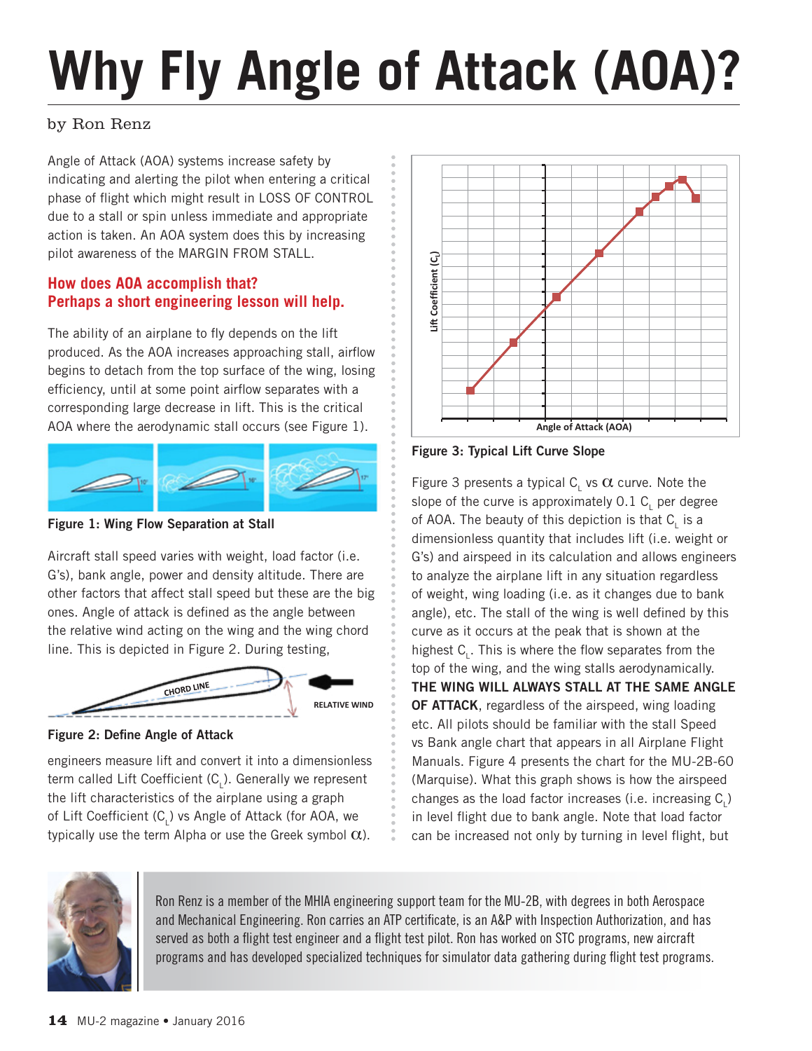# Why Fly Angle of Attack (AOA)?

by Ron Renz

Angle of Attack (AOA) systems increase safety by indicating and alerting the pilot when entering a critical phase of flight which might result in LOSS OF CONTROL due to a stall or spin unless immediate and appropriate action is taken. An AOA system does this by increasing pilot awareness of the MARGIN FROM STALL.

## How does AOA accomplish that? Perhaps a short engineering lesson will help.

The ability of an airplane to fly depends on the lift produced. As the AOA increases approaching stall, airflow begins to detach from the top surface of the wing, losing efficiency, until at some point airflow separates with a corresponding large decrease in lift. This is the critical AOA where the aerodynamic stall occurs (see Figure 1).

**Figure 1: Wing Flow Separation at Stall**

Aircraft stall speed varies with weight, load factor (i.e. G's), bank angle, power and density altitude. There are other factors that affect stall speed but these are the big ones. Angle of attack is defined as the angle between the relative wind acting on the wing and the wing chord line. This is depicted in Figure 2. During testing, engineers measure lift and convert it into a dimensionless term called Lift Coefficient ($C_L$). Generally we represent the lift characteristics of the airplane using a graph of Lift Coefficient ($C_L$) vs Angle of Attack (for AOA, we typically use the term Alpha or use the Greek symbol $\alpha$).

**Figure 2: Define Angle of Attack**

**Figure 3: Typical Lift Curve Slope**

Figure 3 presents a typical $C_L$ vs $\alpha$ curve. Note the slope of the curve is approximately 0.1 $C_L$ per degree of AOA. The beauty of this depiction is that $C_L$ is a dimensionless quantity that includes lift (i.e. weight or G's) and airspeed in its calculation and allows engineers to analyze the airplane lift in any situation regardless of weight, wing loading (i.e. as it changes due to bank angle), etc. The stall of the wing is well defined by this curve as it occurs at the peak that is shown at the highest $C_L$. This is where the flow separates from the top of the wing, and the wing stalls aerodynamically. **THE WING WILL ALWAYS STALL AT THE SAME ANGLE OF ATTACK**, regardless of the airspeed, wing loading etc. All pilots should be familiar with the stall Speed vs Bank angle chart that appears in all Airplane Flight Manuals. Figure 4 presents the chart for the MU-2B-60 (Marquise). What this graph shows is how the airspeed changes as the load factor increases (i.e. increasing $C_L$) in level flight due to bank angle. Note that load factor can be increased not only by turning in level flight, but

Ron Renz is a member of the MHIA engineering support team for the MU-2B, with degrees in both Aerospace and Mechanical Engineering. Ron carries an ATP certificate, is an A&P with Inspection Authorization, and has served as both a flight test engineer and a flight test pilot. Ron has worked on STC programs, new aircraft programs and has developed specialized techniques for simulator data gathering during flight test programs.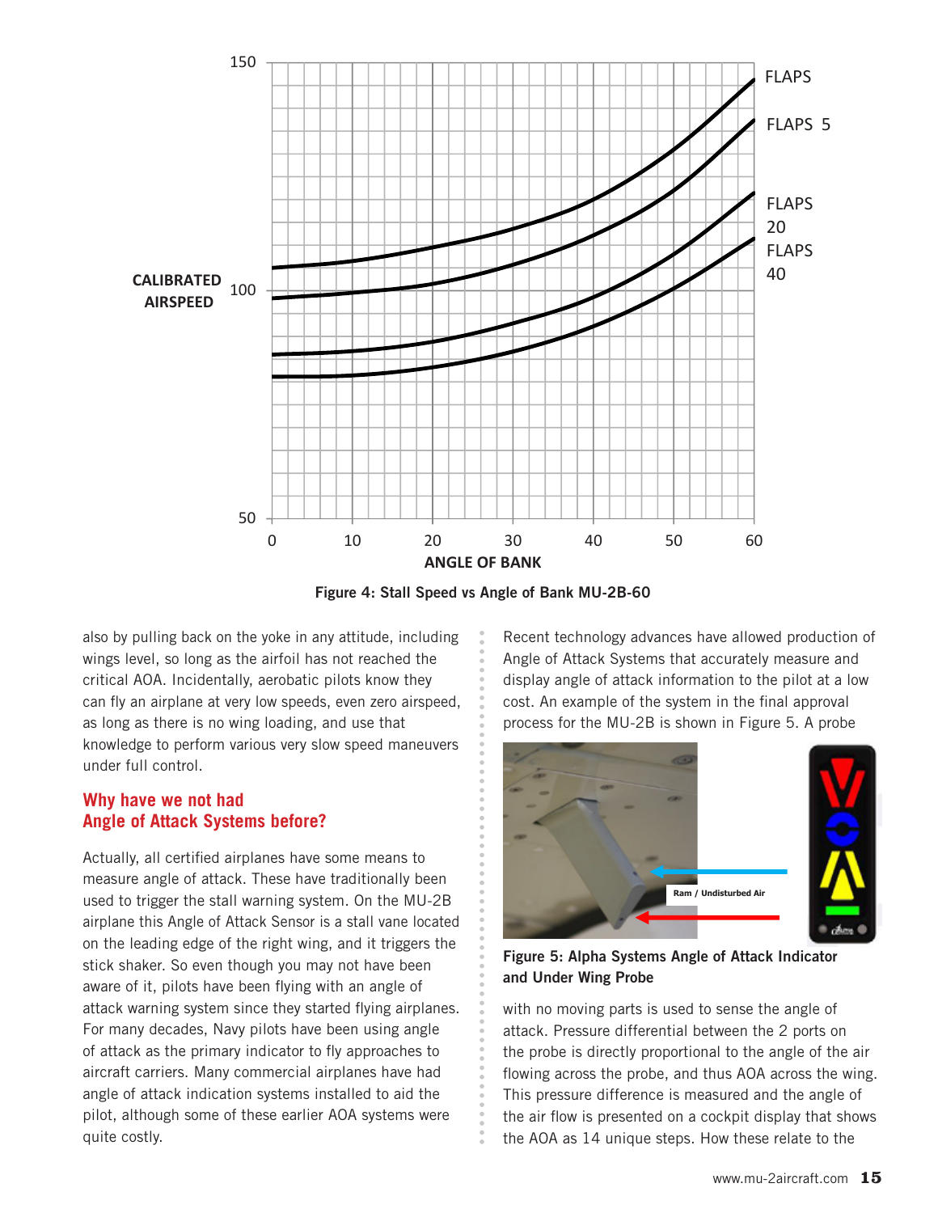Figure 4: Stall Speed vs Angle of Bank MU-2B-60

also by pulling back on the yoke in any attitude, including wings level, so long as the airfoil has not reached the critical AOA. Incidentally, aerobatic pilots know they can fly an airplane at very low speeds, even zero airspeed, as long as there is no wing loading, and use that knowledge to perform various very slow speed maneuvers under full control.

## Why have we not had Angle of Attack Systems before?

Actually, all certified airplanes have some means to measure angle of attack. These have traditionally been used to trigger the stall warning system. On the MU-2B airplane this Angle of Attack Sensor is a stall vane located on the leading edge of the right wing, and it triggers the stick shaker. So even though you may not have been aware of it, pilots have been flying with an angle of attack warning system since they started flying airplanes. For many decades, Navy pilots have been using angle of attack as the primary indicator to fly approaches to aircraft carriers. Many commercial airplanes have had angle of attack indication systems installed to aid the pilot, although some of these earlier AOA systems were quite costly.

Recent technology advances have allowed production of Angle of Attack Systems that accurately measure and display angle of attack information to the pilot at a low cost. An example of the system in the final approval process for the MU-2B is shown in Figure 5. A probe with no moving parts is used to sense the angle of attack. Pressure differential between the 2 ports on the probe is directly proportional to the angle of the air flowing across the probe, and thus AOA across the wing. This pressure difference is measured and the angle of the air flow is presented on a cockpit display that shows the AOA as 14 unique steps. How these relate to the

Figure 5: Alpha Systems Angle of Attack Indicator and Under Wing Probe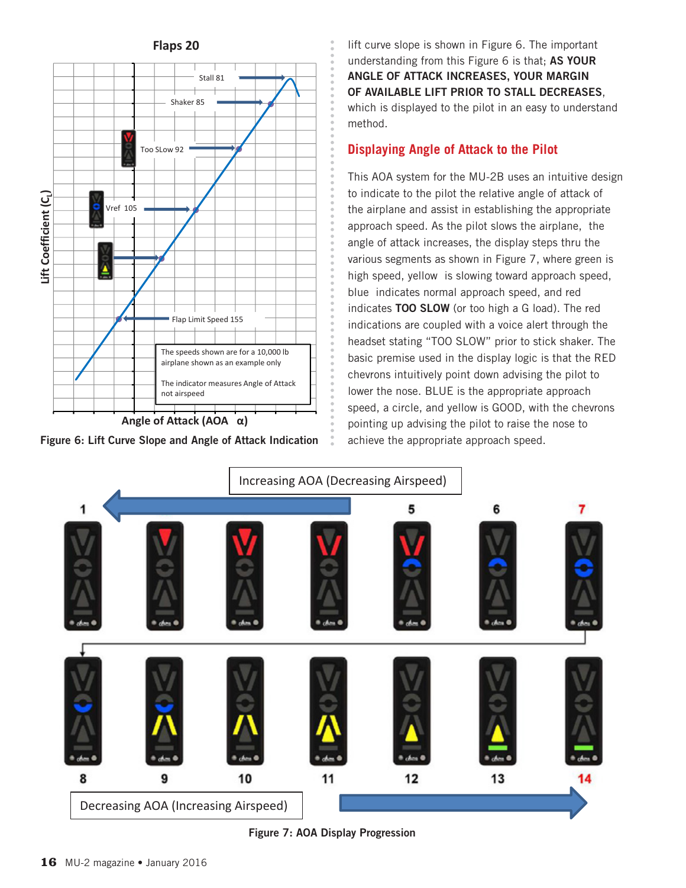lift curve slope is shown in Figure 6. The important understanding from this Figure 6 is that; **AS YOUR ANGLE OF ATTACK INCREASES, YOUR MARGIN OF AVAILABLE LIFT PRIOR TO STALL DECREASES**, which is displayed to the pilot in an easy to understand method.

## Displaying Angle of Attack to the Pilot

This AOA system for the MU-2B uses an intuitive design to indicate to the pilot the relative angle of attack of the airplane and assist in establishing the appropriate approach speed. As the pilot slows the airplane, the angle of attack increases, the display steps thru the various segments as shown in Figure 7, where green is high speed, yellow is slowing toward approach speed, blue indicates normal approach speed, and red indicates **TOO SLOW** (or too high a G load). The red indications are coupled with a voice alert through the headset stating "TOO SLOW" prior to stick shaker. The basic premise used in the display logic is that the RED chevrons intuitively point down advising the pilot to lower the nose. BLUE is the appropriate approach speed, a circle, and yellow is GOOD, with the chevrons pointing up advising the pilot to raise the nose to achieve the appropriate approach speed.

Figure 6: Lift Curve Slope and Angle of Attack Indication

Figure 7: AOA Display Progression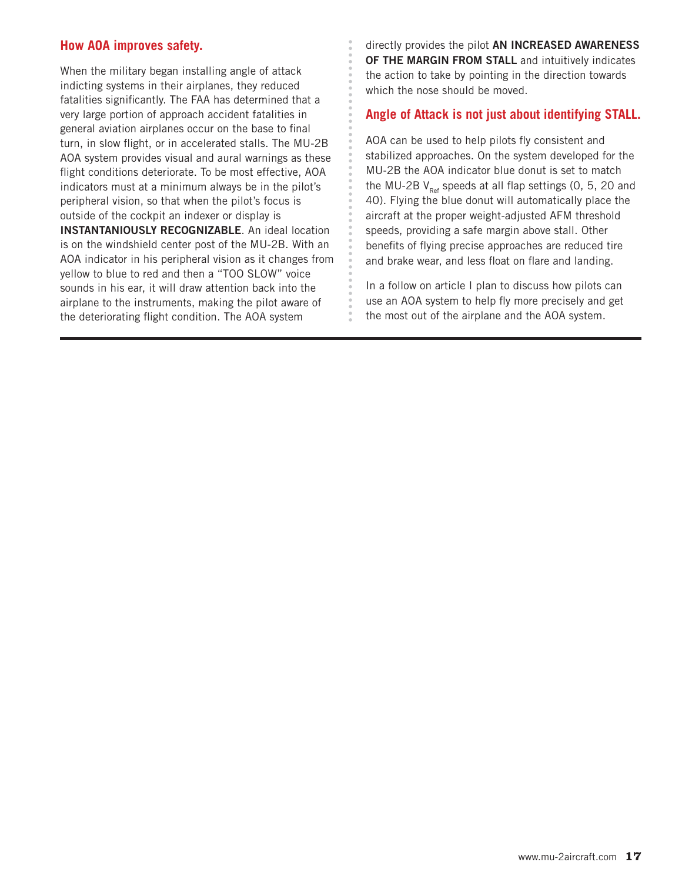## How AOA improves safety.

When the military began installing angle of attack indicting systems in their airplanes, they reduced fatalities significantly. The FAA has determined that a very large portion of approach accident fatalities in general aviation airplanes occur on the base to final turn, in slow flight, or in accelerated stalls. The MU-2B AOA system provides visual and aural warnings as these flight conditions deteriorate. To be most effective, AOA indicators must at a minimum always be in the pilot's peripheral vision, so that when the pilot's focus is outside of the cockpit an indexer or display is **INSTANTANIOUSLY RECOGNIZABLE**. An ideal location is on the windshield center post of the MU-2B. With an AOA indicator in his peripheral vision as it changes from yellow to blue to red and then a "TOO SLOW" voice sounds in his ear, it will draw attention back into the airplane to the instruments, making the pilot aware of the deteriorating flight condition. The AOA system directly provides the pilot **AN INCREASED AWARENESS OF THE MARGIN FROM STALL** and intuitively indicates the action to take by pointing in the direction towards which the nose should be moved.

## Angle of Attack is not just about identifying STALL.

AOA can be used to help pilots fly consistent and stabilized approaches. On the system developed for the MU-2B the AOA indicator blue donut is set to match the MU-2B $V_{Ref}$ speeds at all flap settings (0, 5, 20 and 40). Flying the blue donut will automatically place the aircraft at the proper weight-adjusted AFM threshold speeds, providing a safe margin above stall. Other benefits of flying precise approaches are reduced tire and brake wear, and less float on flare and landing.

In a follow on article I plan to discuss how pilots can use an AOA system to help fly more precisely and get the most out of the airplane and the AOA system.